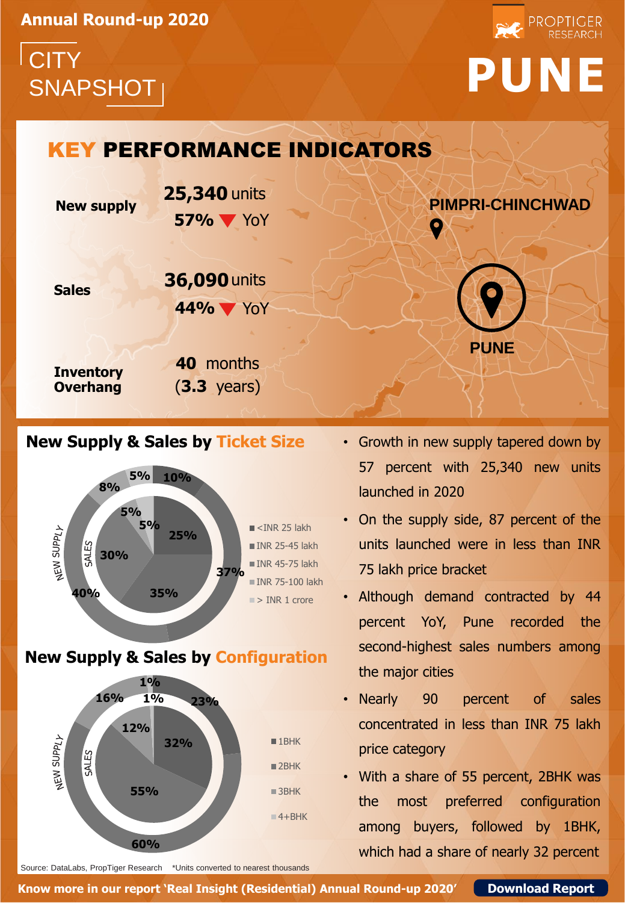Annual Round-up 2020

CITY SNAPSHOT

PROPTIGER RESEARCH

# PUNE

## KEY PERFORMANCE INDICATORS

| | |
|---|---|
| **New supply** | **25,340** units<br>**57%** ▼ YoY |
| **Sales** | **36,090** units<br>**44%** ▼ YoY |
| **Inventory Overhang** | **40** months<br>(**3.3** years) |

PIMPRI-CHINCHWAD

PUNE

## New Supply & Sales by Ticket Size

| Ticket Size | New Supply | Sales |
|---|---|---|
| <INR 25 lakh | 10% | 25% |
| INR 25-45 lakh | 37% | 35% |
| INR 45-75 lakh | 40% | 30% |
| INR 75-100 lakh | 8% | 5% |
| > INR 1 crore | 5% | 5% |

## New Supply & Sales by Configuration

| Configuration | New Supply | Sales |
|---|---|---|
| 1BHK | 23% | 32% |
| 2BHK | 60% | 55% |
| 3BHK | 16% | 12% |
| 4+BHK | 1% | 1% |

- Growth in new supply tapered down by 57 percent with 25,340 new units launched in 2020
- On the supply side, 87 percent of the units launched were in less than INR 75 lakh price bracket
- Although demand contracted by 44 percent YoY, Pune recorded the second-highest sales numbers among the major cities
- Nearly 90 percent of sales concentrated in less than INR 75 lakh price category
- With a share of 55 percent, 2BHK was the most preferred configuration among buyers, followed by 1BHK, which had a share of nearly 32 percent

Source: DataLabs, PropTiger Research *Units converted to nearest thousands

Know more in our report 'Real Insight (Residential) Annual Round-up 2020' **Download Report**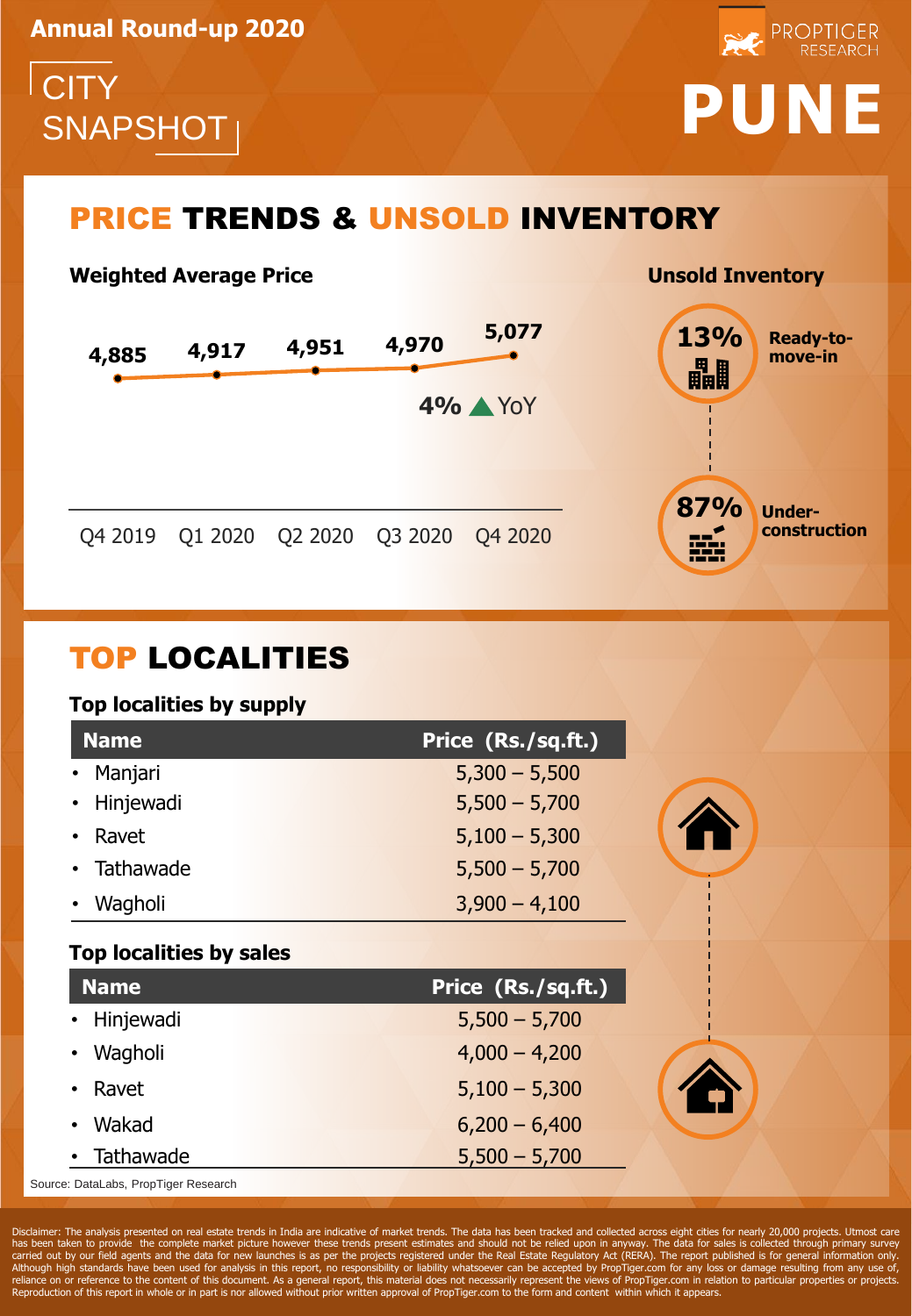Annual Round-up 2020

CITY SNAPSHOT

PROPTIGER RESEARCH

# PUNE

## PRICE TRENDS & UNSOLD INVENTORY

**Weighted Average Price**

4,885
4,917
4,951
4,970
5,077

4% ▲ YoY

Q4 2019
Q1 2020
Q2 2020
Q3 2020
Q4 2020

**Unsold Inventory**

13% Ready-to-move-in

87% Under-construction

## TOP LOCALITIES

### Top localities by supply

| Name | Price (Rs./sq.ft.) |
|---|---|
| Manjari | 5,300 – 5,500 |
| Hinjewadi | 5,500 – 5,700 |
| Ravet | 5,100 – 5,300 |
| Tathawade | 5,500 – 5,700 |
| Wagholi | 3,900 – 4,100 |

### Top localities by sales

| Name | Price (Rs./sq.ft.) |
|---|---|
| Hinjewadi | 5,500 – 5,700 |
| Wagholi | 4,000 – 4,200 |
| Ravet | 5,100 – 5,300 |
| Wakad | 6,200 – 6,400 |
| Tathawade | 5,500 – 5,700 |

Source: DataLabs, PropTiger Research

Disclaimer: The analysis presented on real estate trends in India are indicative of market trends. The data has been tracked and collected across eight cities for nearly 20,000 projects. Utmost care has been taken to provide the complete market picture however these trends present estimates and should not be relied upon in anyway. The data for sales is collected through primary survey carried out by our field agents and the data for new launches is as per the projects registered under the Real Estate Regulatory Act (RERA). The report published is for general information only. Although high standards have been used for analysis in this report, no responsibility or liability whatsoever can be accepted by PropTiger.com for any loss or damage resulting from any use of, reliance on or reference to the content of this document. As a general report, this material does not necessarily represent the views of PropTiger.com in relation to particular properties or projects. Reproduction of this report in whole or in part is nor allowed without prior written approval of PropTiger.com to the form and content within which it appears.